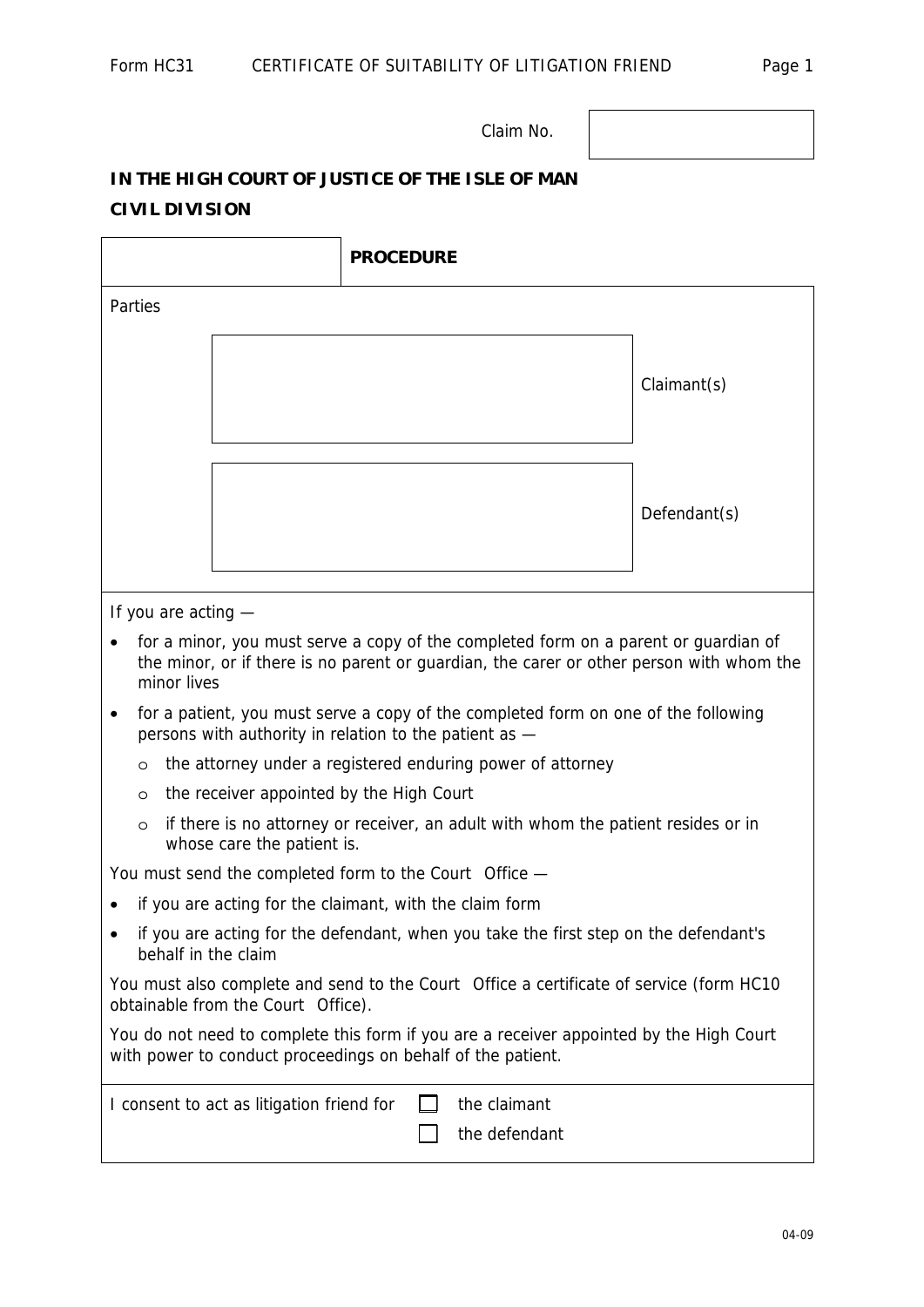Form HC31 CERTIFICATE OF SUITABILITY OF LITIGATION FRIEND

Claim No.

**IN THE HIGH COURT OF JUSTICE OF THE ISLE OF MAN**

**CIVIL DIVISION**

| | **PROCEDURE** |
|---|---|

Parties

| | |
|---|---|
| | Claimant(s) |
| | Defendant(s) |

If you are acting —

- for a minor, you must serve a copy of the completed form on a parent or guardian of the minor, or if there is no parent or guardian, the carer or other person with whom the minor lives
- for a patient, you must serve a copy of the completed form on one of the following persons with authority in relation to the patient as —
  - the attorney under a registered enduring power of attorney
  - the receiver appointed by the High Court
  - if there is no attorney or receiver, an adult with whom the patient resides or in whose care the patient is.

You must send the completed form to the Court Office —

- if you are acting for the claimant, with the claim form
- if you are acting for the defendant, when you take the first step on the defendant's behalf in the claim

You must also complete and send to the Court Office a certificate of service (form HC10 obtainable from the Court Office).

You do not need to complete this form if you are a receiver appointed by the High Court with power to conduct proceedings on behalf of the patient.

I consent to act as litigation friend for ☐ the claimant
☐ the defendant

04-09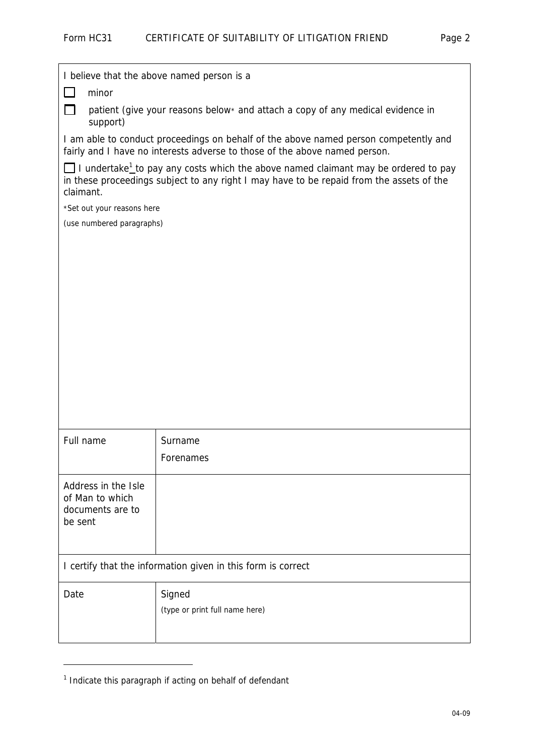I believe that the above named person is a

☐ minor

☐ patient (give your reasons below* and attach a copy of any medical evidence in support)

I am able to conduct proceedings on behalf of the above named person competently and fairly and I have no interests adverse to those of the above named person.

☐ I undertake[1] to pay any costs which the above named claimant may be ordered to pay in these proceedings subject to any right I may have to be repaid from the assets of the claimant.

*Set out your reasons here

(use numbered paragraphs)

| | |
|---|---|
| Full name | Surname<br>Forenames |
| Address in the Isle of Man to which documents are to be sent | |

I certify that the information given in this form is correct

| | |
|---|---|
| Date | Signed<br>(type or print full name here) |

[1] Indicate this paragraph if acting on behalf of defendant

04-09